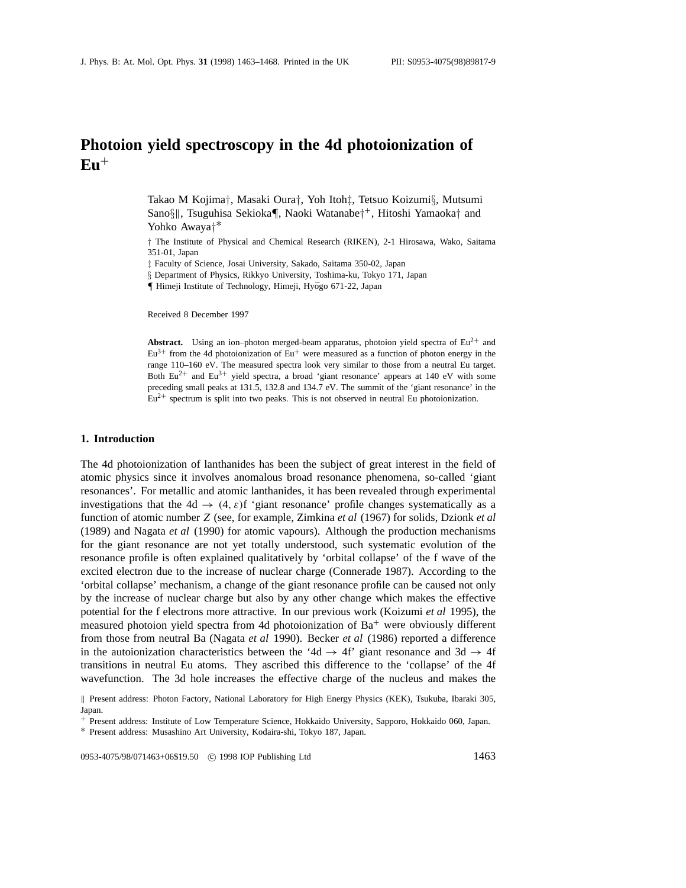# Photoion yield spectroscopy in the 4d photoionization of $Eu^+$

Takao M Kojima†, Masaki Oura†, Yoh Itoh‡, Tetsuo Koizumi§, Mutsumi Sano§‖, Tsuguhisa Sekioka¶, Naoki Watanabe†[+], Hitoshi Yamaoka† and Yohko Awaya†[*]

† The Institute of Physical and Chemical Research (RIKEN), 2-1 Hirosawa, Wako, Saitama 351-01, Japan

‡ Faculty of Science, Josai University, Sakado, Saitama 350-02, Japan

§ Department of Physics, Rikkyo University, Toshima-ku, Tokyo 171, Japan

¶ Himeji Institute of Technology, Himeji, Hyōgo 671-22, Japan

Received 8 December 1997

**Abstract.** Using an ion–photon merged-beam apparatus, photoion yield spectra of $Eu^{2+}$ and $Eu^{3+}$ from the 4d photoionization of $Eu^+$ were measured as a function of photon energy in the range 110–160 eV. The measured spectra look very similar to those from a neutral Eu target. Both $Eu^{2+}$ and $Eu^{3+}$ yield spectra, a broad 'giant resonance' appears at 140 eV with some preceding small peaks at 131.5, 132.8 and 134.7 eV. The summit of the 'giant resonance' in the $Eu^{2+}$ spectrum is split into two peaks. This is not observed in neutral Eu photoionization.

## 1. Introduction

The 4d photoionization of lanthanides has been the subject of great interest in the field of atomic physics since it involves anomalous broad resonance phenomena, so-called 'giant resonances'. For metallic and atomic lanthanides, it has been revealed through experimental investigations that the $4d \rightarrow (4, \varepsilon)f$ 'giant resonance' profile changes systematically as a function of atomic number $Z$ (see, for example, Zimkina *et al* (1967) for solids, Dzionk *et al* (1989) and Nagata *et al* (1990) for atomic vapours). Although the production mechanisms for the giant resonance are not yet totally understood, such systematic evolution of the resonance profile is often explained qualitatively by 'orbital collapse' of the f wave of the excited electron due to the increase of nuclear charge (Connerade 1987). According to the 'orbital collapse' mechanism, a change of the giant resonance profile can be caused not only by the increase of nuclear charge but also by any other change which makes the effective potential for the f electrons more attractive. In our previous work (Koizumi *et al* 1995), the measured photoion yield spectra from 4d photoionization of $Ba^+$ were obviously different from those from neutral Ba (Nagata *et al* 1990). Becker *et al* (1986) reported a difference in the autoionization characteristics between the '$4d \rightarrow 4f$' giant resonance and $3d \rightarrow 4f$ transitions in neutral Eu atoms. They ascribed this difference to the 'collapse' of the 4f wavefunction. The 3d hole increases the effective charge of the nucleus and makes the

‖ Present address: Photon Factory, National Laboratory for High Energy Physics (KEK), Tsukuba, Ibaraki 305, Japan.

[+] Present address: Institute of Low Temperature Science, Hokkaido University, Sapporo, Hokkaido 060, Japan.

[*] Present address: Musashino Art University, Kodaira-shi, Tokyo 187, Japan.

0953-4075/98/071463+06$19.50 © 1998 IOP Publishing Ltd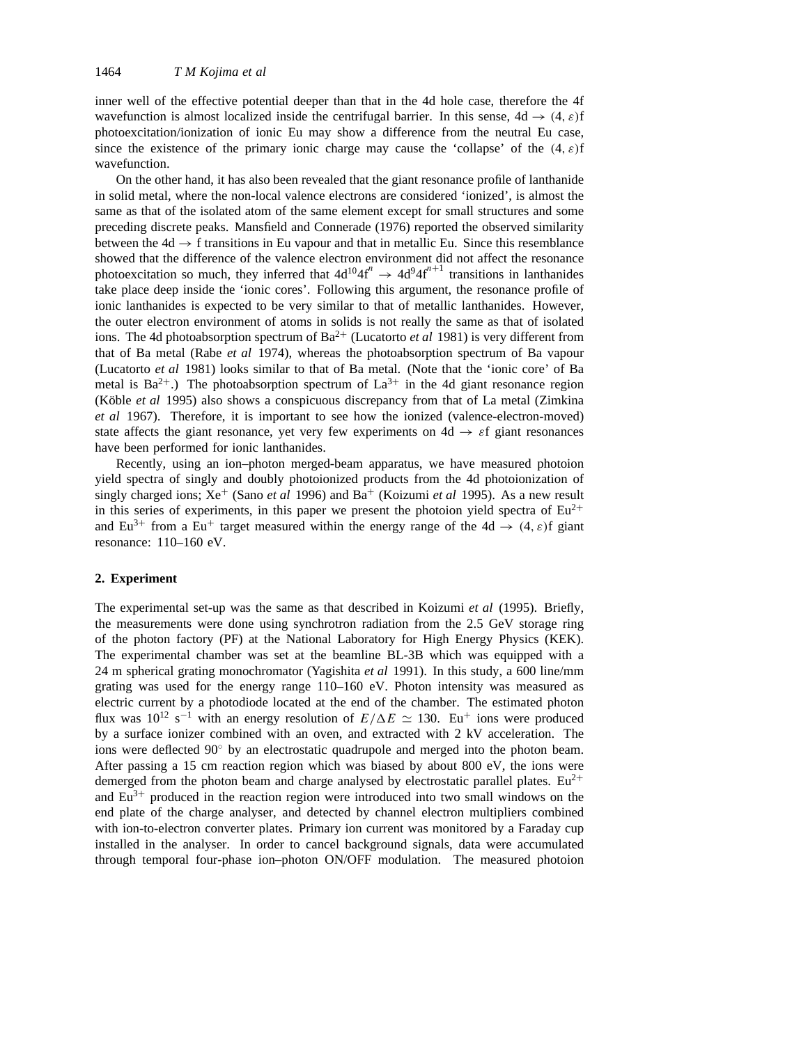inner well of the effective potential deeper than that in the 4d hole case, therefore the 4f wavefunction is almost localized inside the centrifugal barrier. In this sense, 4d $\rightarrow$ $(4, \varepsilon)$f photoexcitation/ionization of ionic Eu may show a difference from the neutral Eu case, since the existence of the primary ionic charge may cause the 'collapse' of the $(4, \varepsilon)$f wavefunction.

On the other hand, it has also been revealed that the giant resonance profile of lanthanide in solid metal, where the non-local valence electrons are considered 'ionized', is almost the same as that of the isolated atom of the same element except for small structures and some preceding discrete peaks. Mansfield and Connerade (1976) reported the observed similarity between the 4d $\rightarrow$ f transitions in Eu vapour and that in metallic Eu. Since this resemblance showed that the difference of the valence electron environment did not affect the resonance photoexcitation so much, they inferred that $4d^{10}4f^{n} \rightarrow 4d^{9}4f^{n+1}$ transitions in lanthanides take place deep inside the 'ionic cores'. Following this argument, the resonance profile of ionic lanthanides is expected to be very similar to that of metallic lanthanides. However, the outer electron environment of atoms in solids is not really the same as that of isolated ions. The 4d photoabsorption spectrum of $Ba^{2+}$ (Lucatorto *et al* 1981) is very different from that of Ba metal (Rabe *et al* 1974), whereas the photoabsorption spectrum of Ba vapour (Lucatorto *et al* 1981) looks similar to that of Ba metal. (Note that the 'ionic core' of Ba metal is $Ba^{2+}$.) The photoabsorption spectrum of $La^{3+}$ in the 4d giant resonance region (Köble *et al* 1995) also shows a conspicuous discrepancy from that of La metal (Zimkina *et al* 1967). Therefore, it is important to see how the ionized (valence-electron-moved) state affects the giant resonance, yet very few experiments on 4d $\rightarrow$ $\varepsilon$f giant resonances have been performed for ionic lanthanides.

Recently, using an ion–photon merged-beam apparatus, we have measured photoion yield spectra of singly and doubly photoionized products from the 4d photoionization of singly charged ions; $Xe^{+}$ (Sano *et al* 1996) and $Ba^{+}$ (Koizumi *et al* 1995). As a new result in this series of experiments, in this paper we present the photoion yield spectra of $Eu^{2+}$ and $Eu^{3+}$ from a $Eu^{+}$ target measured within the energy range of the 4d $\rightarrow$ $(4, \varepsilon)$f giant resonance: 110–160 eV.

## 2. Experiment

The experimental set-up was the same as that described in Koizumi *et al* (1995). Briefly, the measurements were done using synchrotron radiation from the 2.5 GeV storage ring of the photon factory (PF) at the National Laboratory for High Energy Physics (KEK). The experimental chamber was set at the beamline BL-3B which was equipped with a 24 m spherical grating monochromator (Yagishita *et al* 1991). In this study, a 600 line/mm grating was used for the energy range 110–160 eV. Photon intensity was measured as electric current by a photodiode located at the end of the chamber. The estimated photon flux was $10^{12}$ s$^{-1}$ with an energy resolution of $E/\Delta E \simeq 130$. $Eu^{+}$ ions were produced by a surface ionizer combined with an oven, and extracted with 2 kV acceleration. The ions were deflected 90° by an electrostatic quadrupole and merged into the photon beam. After passing a 15 cm reaction region which was biased by about 800 eV, the ions were demerged from the photon beam and charge analysed by electrostatic parallel plates. $Eu^{2+}$ and $Eu^{3+}$ produced in the reaction region were introduced into two small windows on the end plate of the charge analyser, and detected by channel electron multipliers combined with ion-to-electron converter plates. Primary ion current was monitored by a Faraday cup installed in the analyser. In order to cancel background signals, data were accumulated through temporal four-phase ion–photon ON/OFF modulation. The measured photoion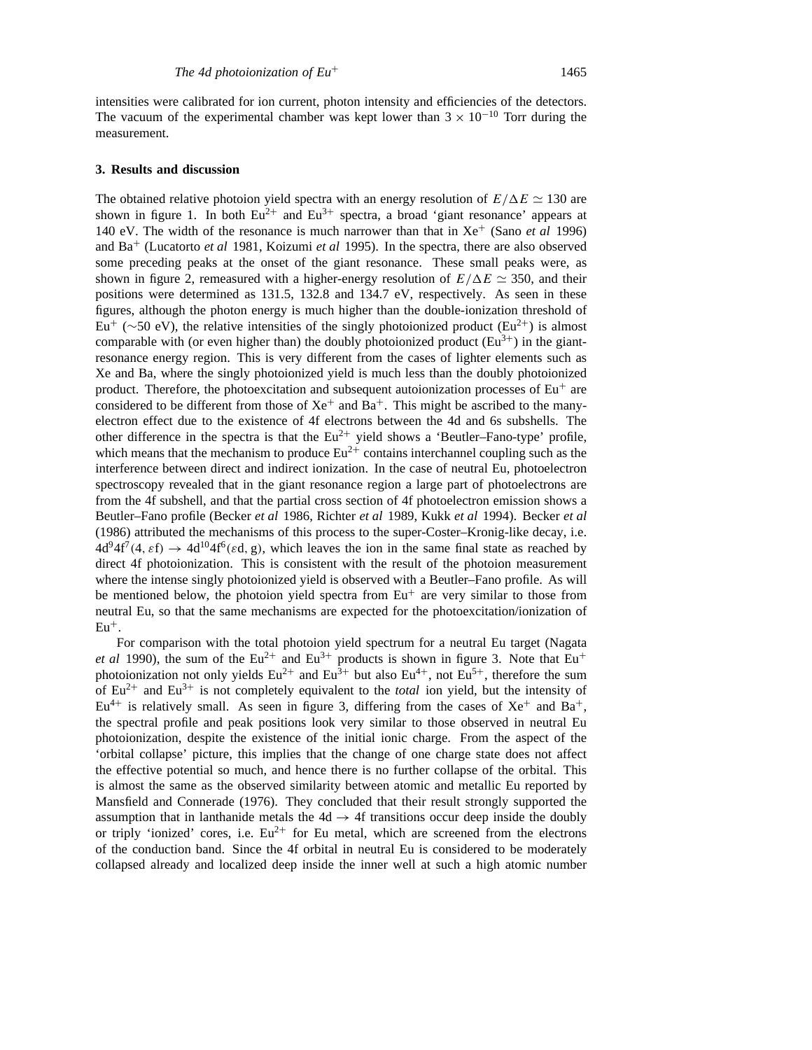intensities were calibrated for ion current, photon intensity and efficiencies of the detectors. The vacuum of the experimental chamber was kept lower than $3 \times 10^{-10}$ Torr during the measurement.

### 3. Results and discussion

The obtained relative photoion yield spectra with an energy resolution of $E/\Delta E \simeq 130$ are shown in figure 1. In both $Eu^{2+}$ and $Eu^{3+}$ spectra, a broad 'giant resonance' appears at 140 eV. The width of the resonance is much narrower than that in $Xe^{+}$ (Sano *et al* 1996) and $Ba^{+}$ (Lucatorto *et al* 1981, Koizumi *et al* 1995). In the spectra, there are also observed some preceding peaks at the onset of the giant resonance. These small peaks were, as shown in figure 2, remeasured with a higher-energy resolution of $E/\Delta E \simeq 350$, and their positions were determined as 131.5, 132.8 and 134.7 eV, respectively. As seen in these figures, although the photon energy is much higher than the double-ionization threshold of $Eu^{+}$ (~50 eV), the relative intensities of the singly photoionized product ($Eu^{2+}$) is almost comparable with (or even higher than) the doubly photoionized product ($Eu^{3+}$) in the giant-resonance energy region. This is very different from the cases of lighter elements such as Xe and Ba, where the singly photoionized yield is much less than the doubly photoionized product. Therefore, the photoexcitation and subsequent autoionization processes of $Eu^{+}$ are considered to be different from those of $Xe^{+}$ and $Ba^{+}$. This might be ascribed to the many-electron effect due to the existence of 4f electrons between the 4d and 6s subshells. The other difference in the spectra is that the $Eu^{2+}$ yield shows a 'Beutler–Fano-type' profile, which means that the mechanism to produce $Eu^{2+}$ contains interchannel coupling such as the interference between direct and indirect ionization. In the case of neutral Eu, photoelectron spectroscopy revealed that in the giant resonance region a large part of photoelectrons are from the 4f subshell, and that the partial cross section of 4f photoelectron emission shows a Beutler–Fano profile (Becker *et al* 1986, Richter *et al* 1989, Kukk *et al* 1994). Becker *et al* (1986) attributed the mechanisms of this process to the super-Coster–Kronig-like decay, i.e. $4d^9 4f^7(4, \varepsilon f) \rightarrow 4d^{10} 4f^6(\varepsilon d, g)$, which leaves the ion in the same final state as reached by direct 4f photoionization. This is consistent with the result of the photoion measurement where the intense singly photoionized yield is observed with a Beutler–Fano profile. As will be mentioned below, the photoion yield spectra from $Eu^{+}$ are very similar to those from neutral Eu, so that the same mechanisms are expected for the photoexcitation/ionization of $Eu^{+}$.

For comparison with the total photoion yield spectrum for a neutral Eu target (Nagata *et al* 1990), the sum of the $Eu^{2+}$ and $Eu^{3+}$ products is shown in figure 3. Note that $Eu^{+}$ photoionization not only yields $Eu^{2+}$ and $Eu^{3+}$ but also $Eu^{4+}$, not $Eu^{5+}$, therefore the sum of $Eu^{2+}$ and $Eu^{3+}$ is not completely equivalent to the *total* ion yield, but the intensity of $Eu^{4+}$ is relatively small. As seen in figure 3, differing from the cases of $Xe^{+}$ and $Ba^{+}$, the spectral profile and peak positions look very similar to those observed in neutral Eu photoionization, despite the existence of the initial ionic charge. From the aspect of the 'orbital collapse' picture, this implies that the change of one charge state does not affect the effective potential so much, and hence there is no further collapse of the orbital. This is almost the same as the observed similarity between atomic and metallic Eu reported by Mansfield and Connerade (1976). They concluded that their result strongly supported the assumption that in lanthanide metals the $4d \rightarrow 4f$ transitions occur deep inside the doubly or triply 'ionized' cores, i.e. $Eu^{2+}$ for Eu metal, which are screened from the electrons of the conduction band. Since the 4f orbital in neutral Eu is considered to be moderately collapsed already and localized deep inside the inner well at such a high atomic number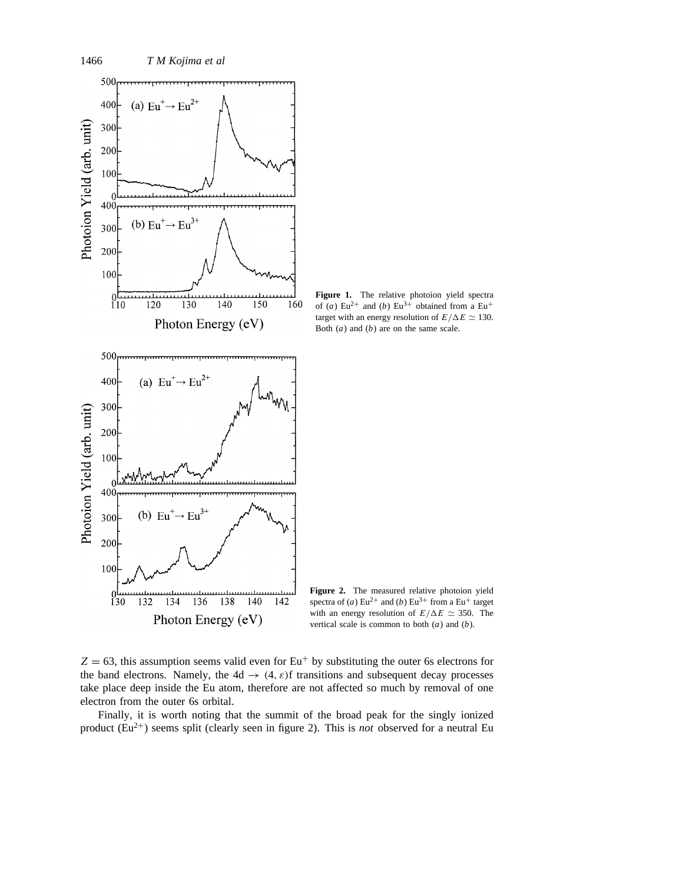**Figure 1.** The relative photoion yield spectra of (*a*) $Eu^{2+}$ and (*b*) $Eu^{3+}$ obtained from a $Eu^+$ target with an energy resolution of $E/\Delta E \simeq 130$. Both (*a*) and (*b*) are on the same scale.

**Figure 2.** The measured relative photoion yield spectra of (*a*) $Eu^{2+}$ and (*b*) $Eu^{3+}$ from a $Eu^+$ target with an energy resolution of $E/\Delta E \simeq 350$. The vertical scale is common to both (*a*) and (*b*).

$Z = 63$, this assumption seems valid even for $Eu^+$ by substituting the outer 6s electrons for the band electrons. Namely, the $4d \rightarrow (4, \varepsilon)f$ transitions and subsequent decay processes take place deep inside the Eu atom, therefore are not affected so much by removal of one electron from the outer 6s orbital.

Finally, it is worth noting that the summit of the broad peak for the singly ionized product ($Eu^{2+}$) seems split (clearly seen in figure 2). This is *not* observed for a neutral Eu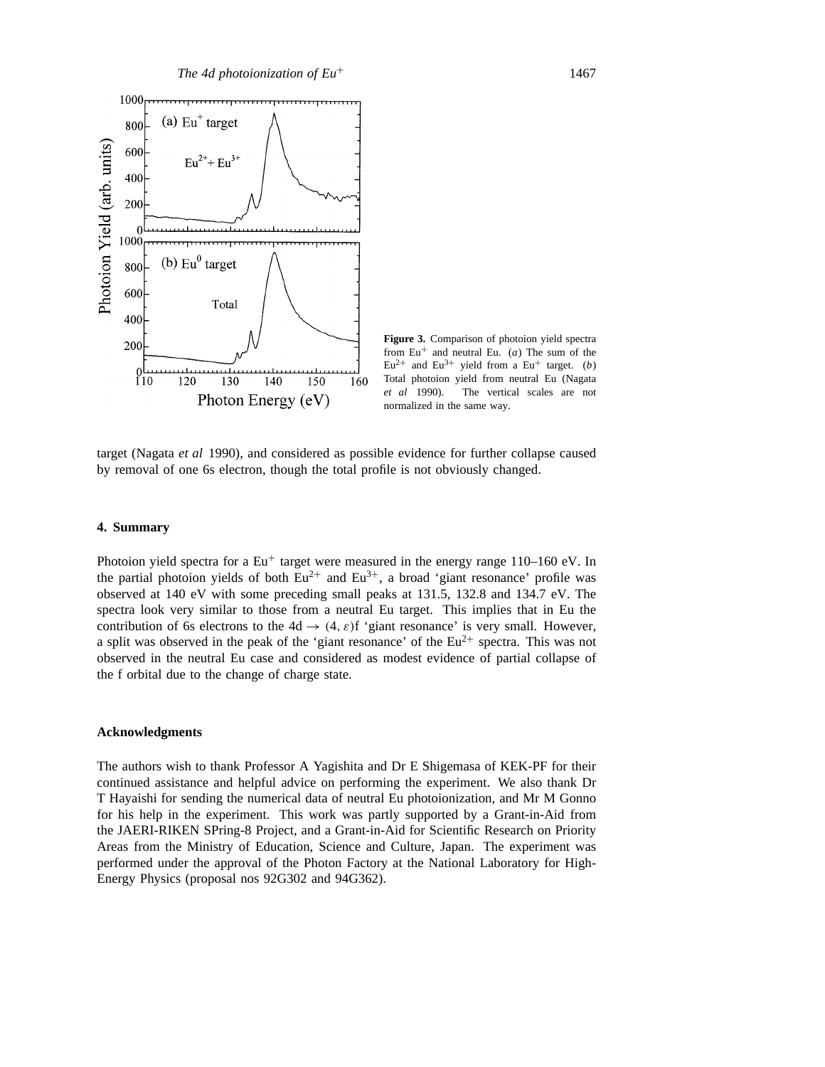**Figure 3.** Comparison of photoion yield spectra from $Eu^+$ and neutral Eu. (*a*) The sum of the $Eu^{2+}$ and $Eu^{3+}$ yield from a $Eu^+$ target. (*b*) Total photoion yield from neutral Eu (Nagata *et al* 1990). The vertical scales are not normalized in the same way.

target (Nagata *et al* 1990), and considered as possible evidence for further collapse caused by removal of one 6s electron, though the total profile is not obviously changed.

## 4. Summary

Photoion yield spectra for a $Eu^+$ target were measured in the energy range 110–160 eV. In the partial photoion yields of both $Eu^{2+}$ and $Eu^{3+}$, a broad 'giant resonance' profile was observed at 140 eV with some preceding small peaks at 131.5, 132.8 and 134.7 eV. The spectra look very similar to those from a neutral Eu target. This implies that in Eu the contribution of 6s electrons to the $4d \rightarrow (4, \varepsilon)f$ 'giant resonance' is very small. However, a split was observed in the peak of the 'giant resonance' of the $Eu^{2+}$ spectra. This was not observed in the neutral Eu case and considered as modest evidence of partial collapse of the f orbital due to the change of charge state.

## Acknowledgments

The authors wish to thank Professor A Yagishita and Dr E Shigemasa of KEK-PF for their continued assistance and helpful advice on performing the experiment. We also thank Dr T Hayaishi for sending the numerical data of neutral Eu photoionization, and Mr M Gonno for his help in the experiment. This work was partly supported by a Grant-in-Aid from the JAERI-RIKEN SPring-8 Project, and a Grant-in-Aid for Scientific Research on Priority Areas from the Ministry of Education, Science and Culture, Japan. The experiment was performed under the approval of the Photon Factory at the National Laboratory for High-Energy Physics (proposal nos 92G302 and 94G362).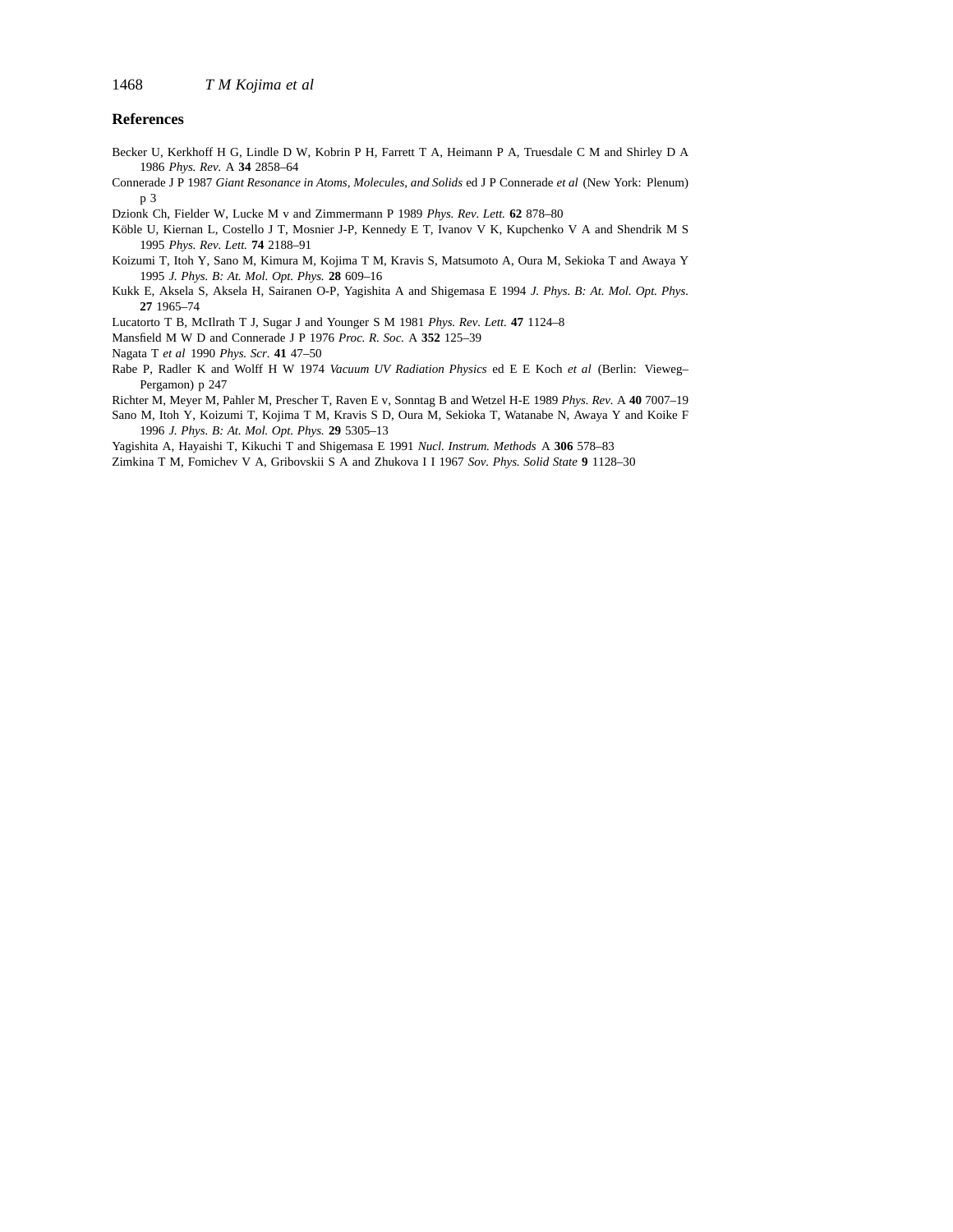## References

Becker U, Kerkhoff H G, Lindle D W, Kobrin P H, Farrett T A, Heimann P A, Truesdale C M and Shirley D A 1986 *Phys. Rev.* A **34** 2858–64

Connerade J P 1987 *Giant Resonance in Atoms, Molecules, and Solids* ed J P Connerade *et al* (New York: Plenum) p 3

Dzionk Ch, Fielder W, Lucke M v and Zimmermann P 1989 *Phys. Rev. Lett.* **62** 878–80

Köble U, Kiernan L, Costello J T, Mosnier J-P, Kennedy E T, Ivanov V K, Kupchenko V A and Shendrik M S 1995 *Phys. Rev. Lett.* **74** 2188–91

Koizumi T, Itoh Y, Sano M, Kimura M, Kojima T M, Kravis S, Matsumoto A, Oura M, Sekioka T and Awaya Y 1995 *J. Phys. B: At. Mol. Opt. Phys.* **28** 609–16

Kukk E, Aksela S, Aksela H, Sairanen O-P, Yagishita A and Shigemasa E 1994 *J. Phys. B: At. Mol. Opt. Phys.* **27** 1965–74

Lucatorto T B, McIlrath T J, Sugar J and Younger S M 1981 *Phys. Rev. Lett.* **47** 1124–8

Mansfield M W D and Connerade J P 1976 *Proc. R. Soc.* A **352** 125–39

Nagata T *et al* 1990 *Phys. Scr.* **41** 47–50

Rabe P, Radler K and Wolff H W 1974 *Vacuum UV Radiation Physics* ed E E Koch *et al* (Berlin: Vieweg–Pergamon) p 247

Richter M, Meyer M, Pahler M, Prescher T, Raven E v, Sonntag B and Wetzel H-E 1989 *Phys. Rev.* A **40** 7007–19

Sano M, Itoh Y, Koizumi T, Kojima T M, Kravis S D, Oura M, Sekioka T, Watanabe N, Awaya Y and Koike F 1996 *J. Phys. B: At. Mol. Opt. Phys.* **29** 5305–13

Yagishita A, Hayaishi T, Kikuchi T and Shigemasa E 1991 *Nucl. Instrum. Methods* A **306** 578–83

Zimkina T M, Fomichev V A, Gribovskii S A and Zhukova I I 1967 *Sov. Phys. Solid State* **9** 1128–30